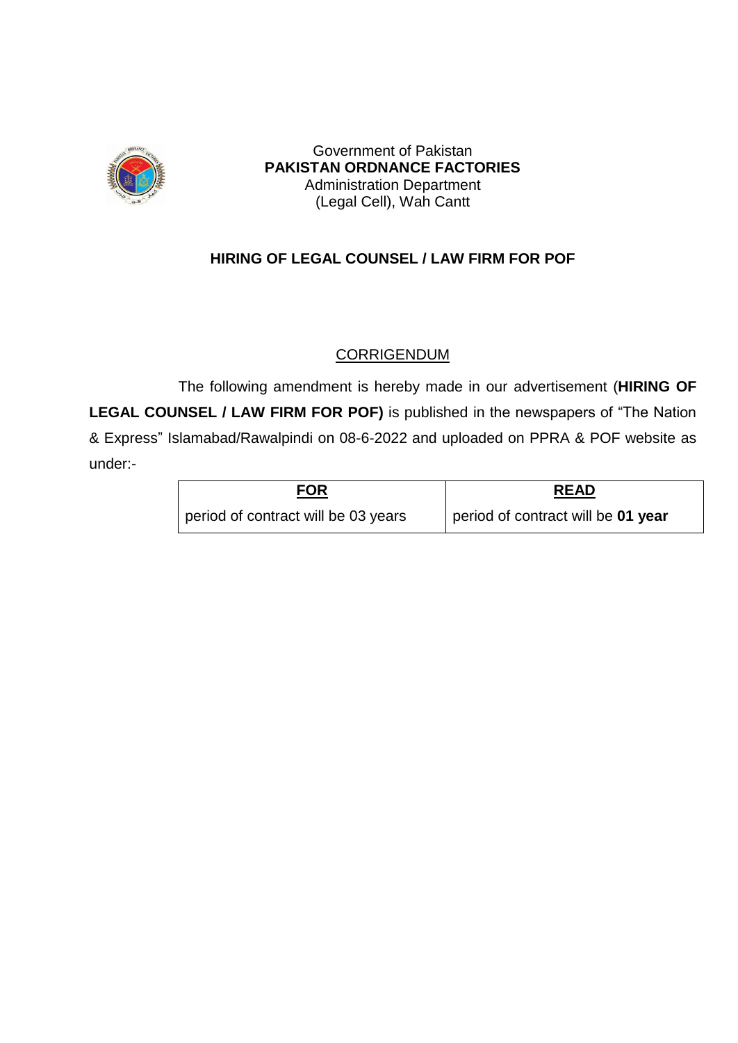Government of Pakistan
**PAKISTAN ORDNANCE FACTORIES**
Administration Department
(Legal Cell), Wah Cantt

## HIRING OF LEGAL COUNSEL / LAW FIRM FOR POF

### CORRIGENDUM

The following amendment is hereby made in our advertisement (**HIRING OF LEGAL COUNSEL / LAW FIRM FOR POF)** is published in the newspapers of "The Nation & Express" Islamabad/Rawalpindi on 08-6-2022 and uploaded on PPRA & POF website as under:-

| **FOR** | **READ** |
| --- | --- |
| period of contract will be 03 years | period of contract will be **01 year** |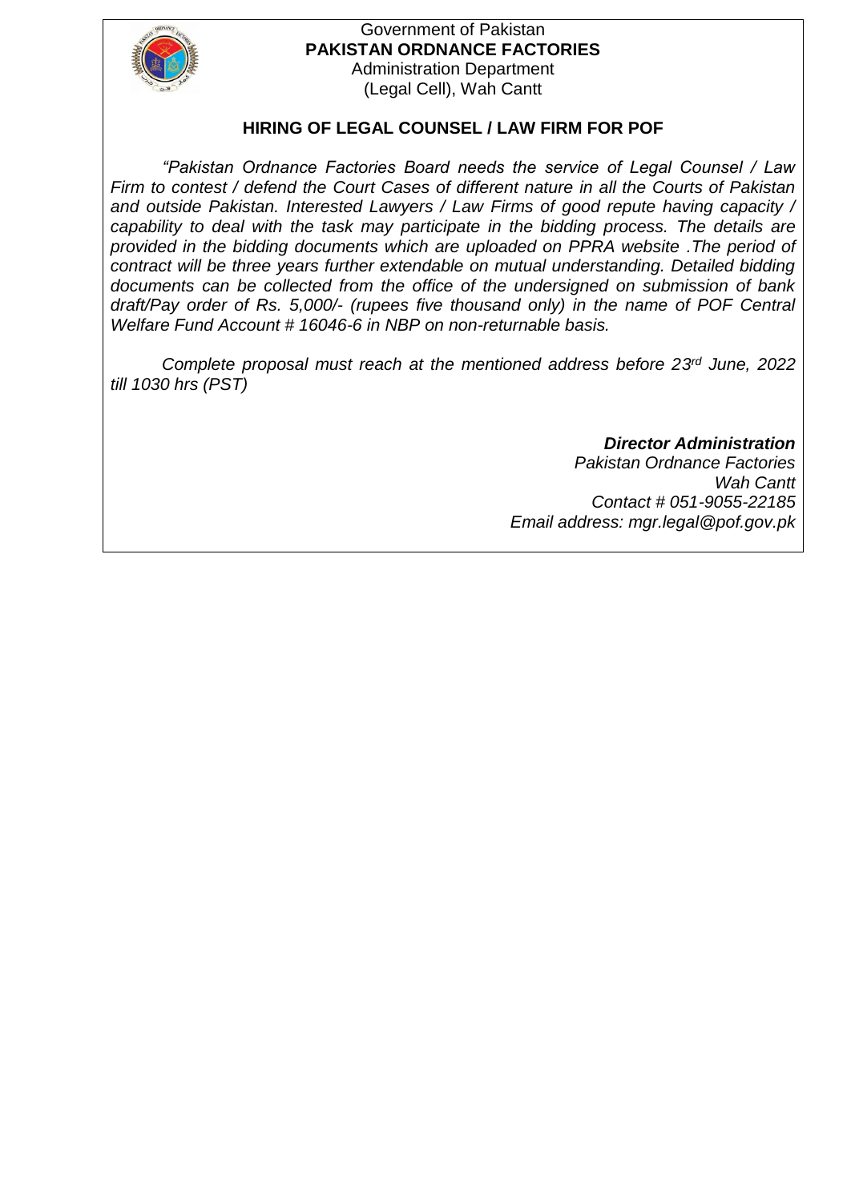Government of Pakistan
**PAKISTAN ORDNANCE FACTORIES**
Administration Department
(Legal Cell), Wah Cantt

## HIRING OF LEGAL COUNSEL / LAW FIRM FOR POF

*"Pakistan Ordnance Factories Board needs the service of Legal Counsel / Law Firm to contest / defend the Court Cases of different nature in all the Courts of Pakistan and outside Pakistan. Interested Lawyers / Law Firms of good repute having capacity / capability to deal with the task may participate in the bidding process. The details are provided in the bidding documents which are uploaded on PPRA website .The period of contract will be three years further extendable on mutual understanding. Detailed bidding documents can be collected from the office of the undersigned on submission of bank draft/Pay order of Rs. 5,000/- (rupees five thousand only) in the name of POF Central Welfare Fund Account # 16046-6 in NBP on non-returnable basis.*

*Complete proposal must reach at the mentioned address before 23rd June, 2022 till 1030 hrs (PST)*

***Director Administration***
*Pakistan Ordnance Factories*
*Wah Cantt*
*Contact # 051-9055-22185*
*Email address: mgr.legal@pof.gov.pk*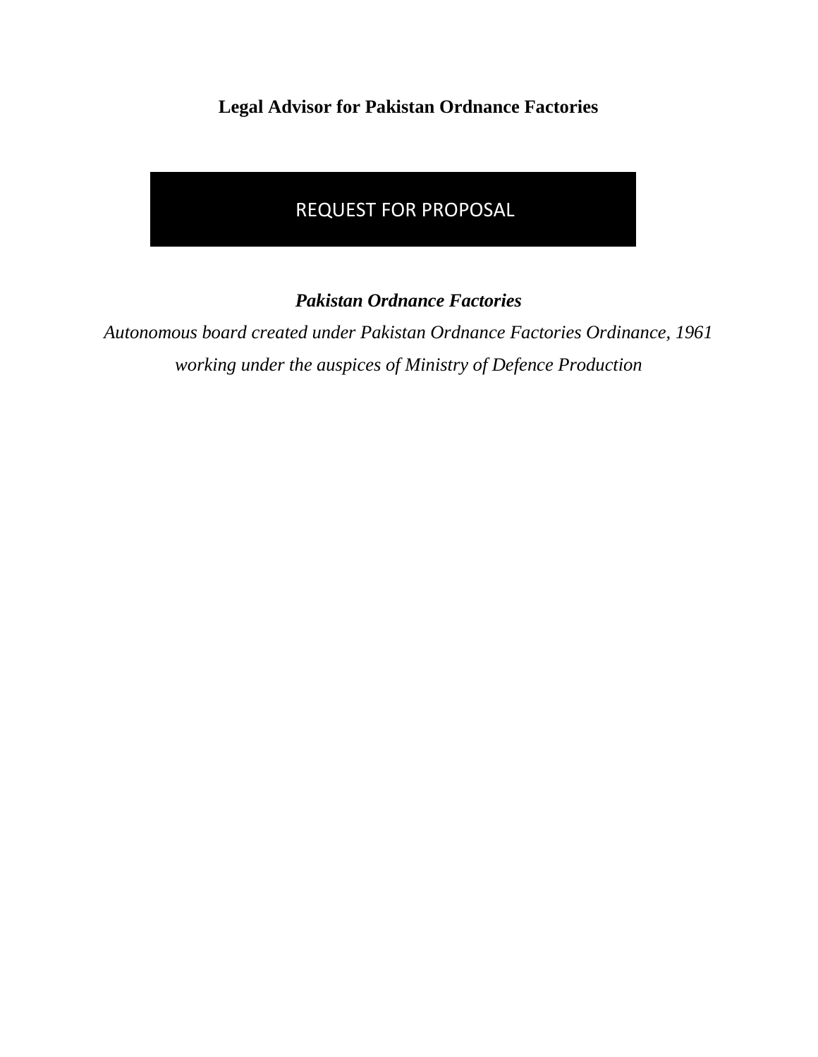**Legal Advisor for Pakistan Ordnance Factories**

# REQUEST FOR PROPOSAL

***Pakistan Ordnance Factories***

*Autonomous board created under Pakistan Ordnance Factories Ordinance, 1961*

*working under the auspices of Ministry of Defence Production*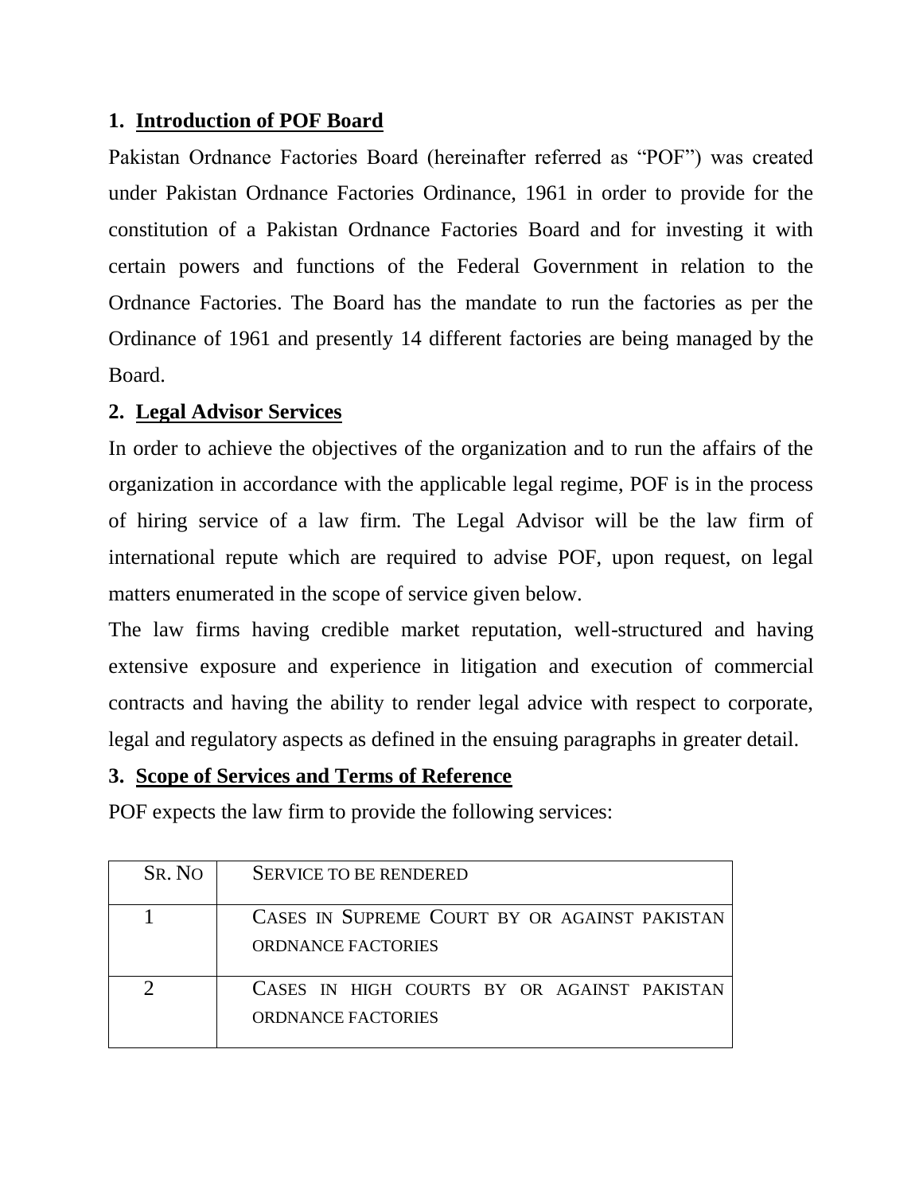## 1. Introduction of POF Board

Pakistan Ordnance Factories Board (hereinafter referred as "POF") was created under Pakistan Ordnance Factories Ordinance, 1961 in order to provide for the constitution of a Pakistan Ordnance Factories Board and for investing it with certain powers and functions of the Federal Government in relation to the Ordnance Factories. The Board has the mandate to run the factories as per the Ordinance of 1961 and presently 14 different factories are being managed by the Board.

## 2. Legal Advisor Services

In order to achieve the objectives of the organization and to run the affairs of the organization in accordance with the applicable legal regime, POF is in the process of hiring service of a law firm. The Legal Advisor will be the law firm of international repute which are required to advise POF, upon request, on legal matters enumerated in the scope of service given below.

The law firms having credible market reputation, well-structured and having extensive exposure and experience in litigation and execution of commercial contracts and having the ability to render legal advice with respect to corporate, legal and regulatory aspects as defined in the ensuing paragraphs in greater detail.

## 3. Scope of Services and Terms of Reference

POF expects the law firm to provide the following services:

| SR. NO | SERVICE TO BE RENDERED |
|---|---|
| 1 | CASES IN SUPREME COURT BY OR AGAINST PAKISTAN ORDNANCE FACTORIES |
| 2 | CASES IN HIGH COURTS BY OR AGAINST PAKISTAN ORDNANCE FACTORIES |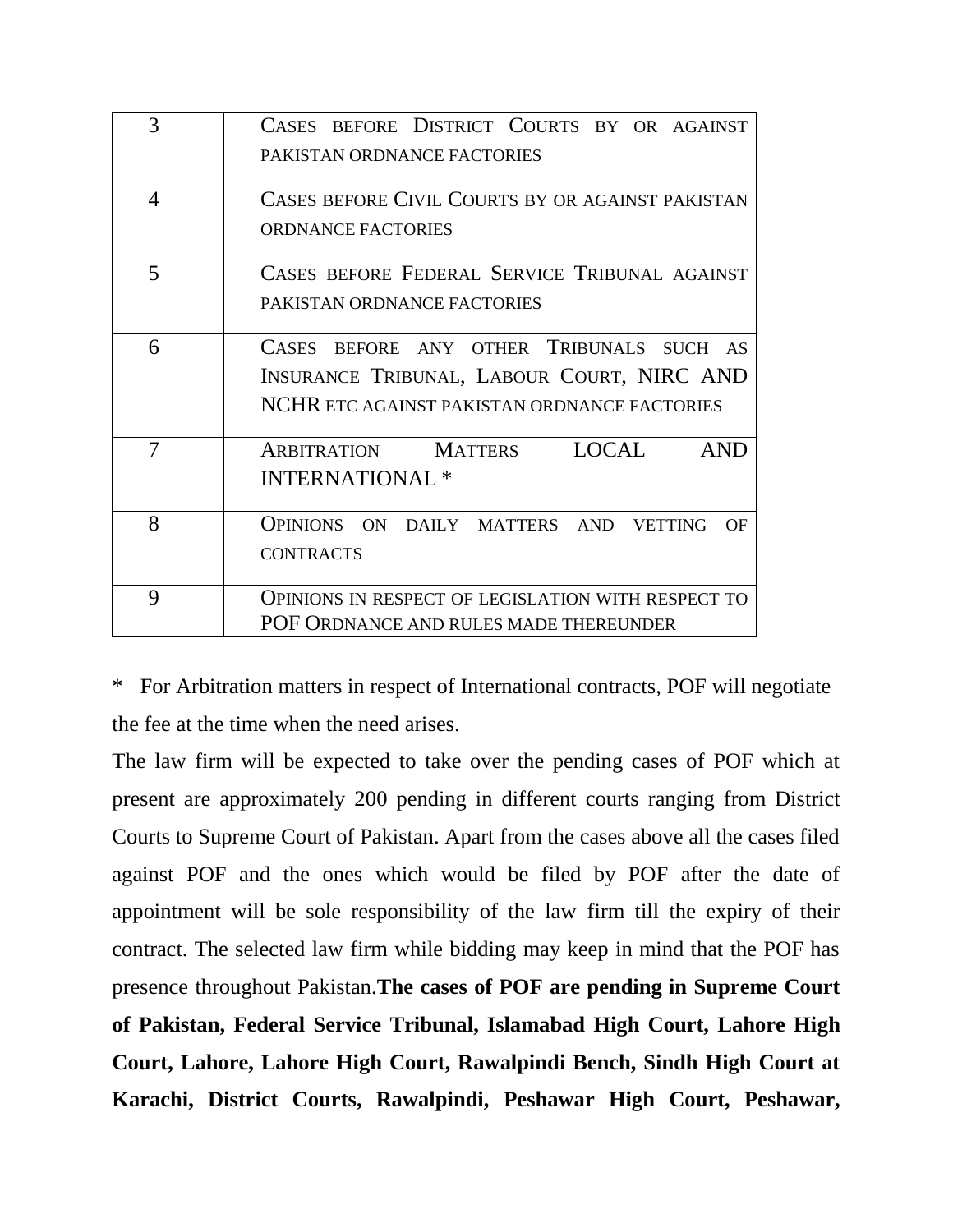| 3 | CASES BEFORE DISTRICT COURTS BY OR AGAINST PAKISTAN ORDNANCE FACTORIES |
|---|---|
| 4 | CASES BEFORE CIVIL COURTS BY OR AGAINST PAKISTAN ORDNANCE FACTORIES |
| 5 | CASES BEFORE FEDERAL SERVICE TRIBUNAL AGAINST PAKISTAN ORDNANCE FACTORIES |
| 6 | CASES BEFORE ANY OTHER TRIBUNALS SUCH AS INSURANCE TRIBUNAL, LABOUR COURT, NIRC AND NCHR ETC AGAINST PAKISTAN ORDNANCE FACTORIES |
| 7 | ARBITRATION MATTERS LOCAL AND INTERNATIONAL * |
| 8 | OPINIONS ON DAILY MATTERS AND VETTING OF CONTRACTS |
| 9 | OPINIONS IN RESPECT OF LEGISLATION WITH RESPECT TO POF ORDNANCE AND RULES MADE THEREUNDER |

* For Arbitration matters in respect of International contracts, POF will negotiate the fee at the time when the need arises.

The law firm will be expected to take over the pending cases of POF which at present are approximately 200 pending in different courts ranging from District Courts to Supreme Court of Pakistan. Apart from the cases above all the cases filed against POF and the ones which would be filed by POF after the date of appointment will be sole responsibility of the law firm till the expiry of their contract. The selected law firm while bidding may keep in mind that the POF has presence throughout Pakistan.**The cases of POF are pending in Supreme Court of Pakistan, Federal Service Tribunal, Islamabad High Court, Lahore High Court, Lahore, Lahore High Court, Rawalpindi Bench, Sindh High Court at Karachi, District Courts, Rawalpindi, Peshawar High Court, Peshawar,**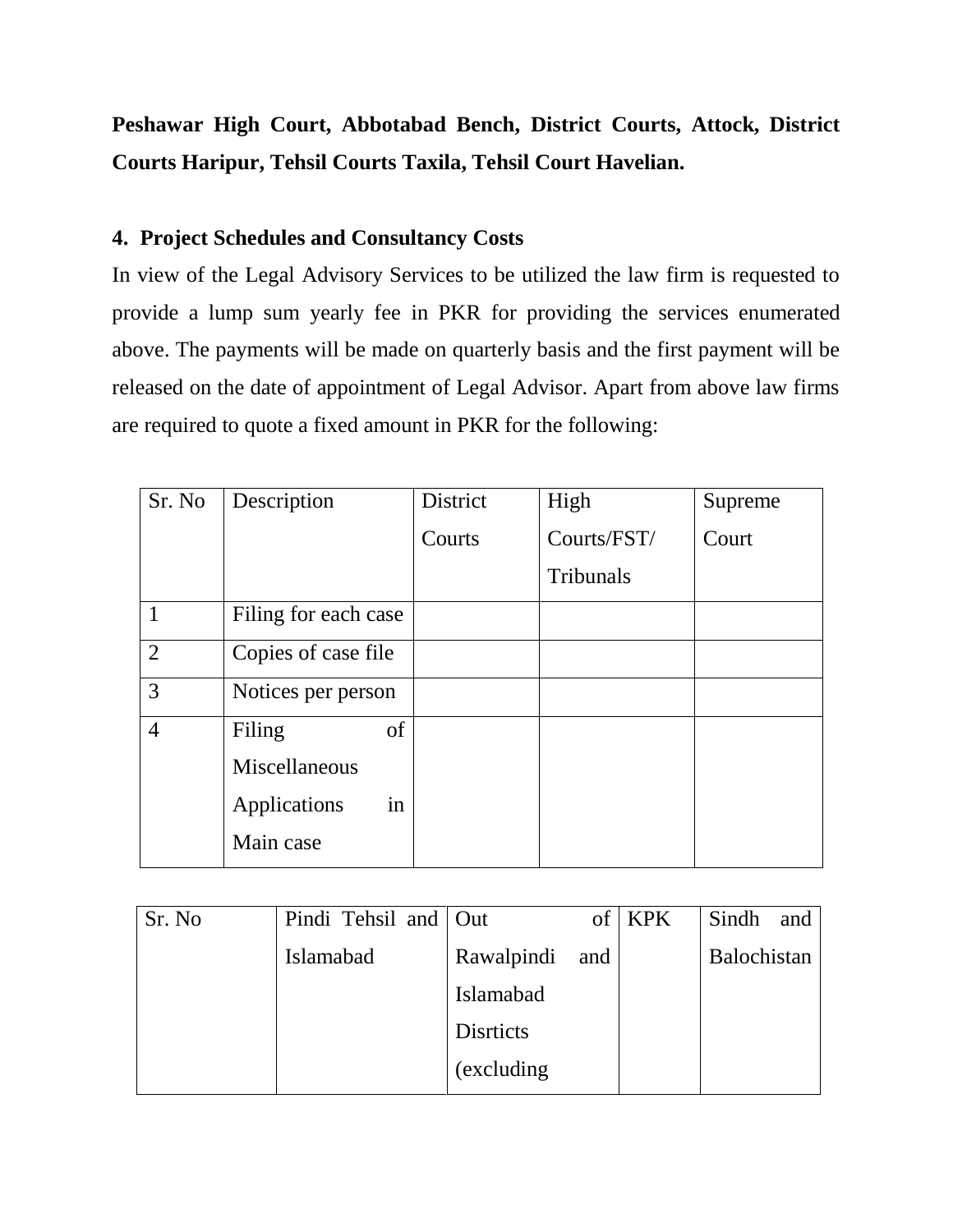**Peshawar High Court, Abbotabad Bench, District Courts, Attock, District Courts Haripur, Tehsil Courts Taxila, Tehsil Court Havelian.**

## 4. Project Schedules and Consultancy Costs

In view of the Legal Advisory Services to be utilized the law firm is requested to provide a lump sum yearly fee in PKR for providing the services enumerated above. The payments will be made on quarterly basis and the first payment will be released on the date of appointment of Legal Advisor. Apart from above law firms are required to quote a fixed amount in PKR for the following:

| Sr. No | Description | District Courts | High Courts/FST/ Tribunals | Supreme Court |
|---|---|---|---|---|
| 1 | Filing for each case | | | |
| 2 | Copies of case file | | | |
| 3 | Notices per person | | | |
| 4 | Filing of Miscellaneous Applications in Main case | | | |

| Sr. No | Pindi Tehsil and Islamabad | Out of Rawalpindi and Islamabad Disrticts (excluding | KPK | Sindh and Balochistan |
|---|---|---|---|---|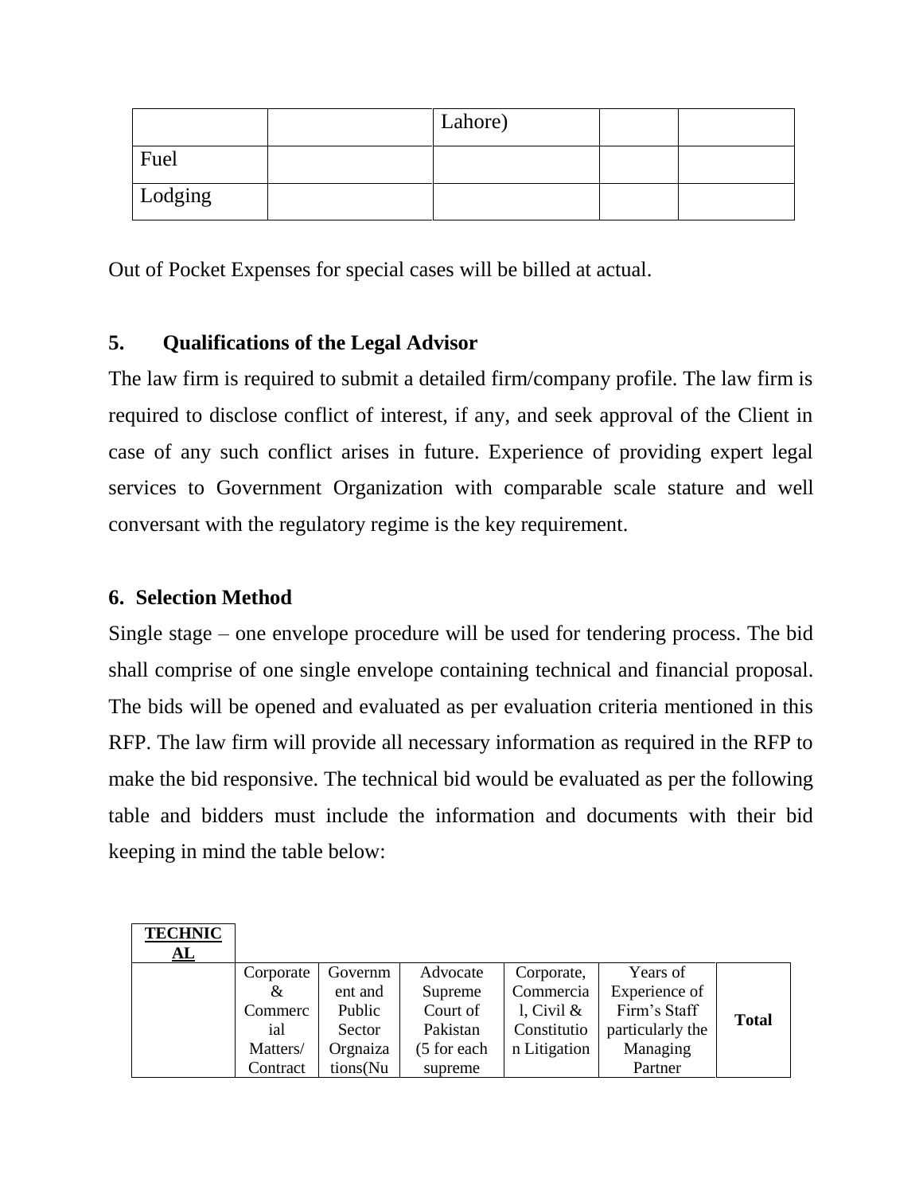| | | Lahore) | | |
|---|---|---|---|---|
| Fuel | | | | |
| Lodging | | | | |

Out of Pocket Expenses for special cases will be billed at actual.

### 5. Qualifications of the Legal Advisor

The law firm is required to submit a detailed firm/company profile. The law firm is required to disclose conflict of interest, if any, and seek approval of the Client in case of any such conflict arises in future. Experience of providing expert legal services to Government Organization with comparable scale stature and well conversant with the regulatory regime is the key requirement.

### 6. Selection Method

Single stage – one envelope procedure will be used for tendering process. The bid shall comprise of one single envelope containing technical and financial proposal. The bids will be opened and evaluated as per evaluation criteria mentioned in this RFP. The law firm will provide all necessary information as required in the RFP to make the bid responsive. The technical bid would be evaluated as per the following table and bidders must include the information and documents with their bid keeping in mind the table below:

| **TECHNICAL** | | | | | | |
|---|---|---|---|---|---|---|
| | Corporate & Commercial Matters/ Contract | Government and Public Sector Orgnaizations(Nu | Advocate Supreme Court of Pakistan (5 for each supreme | Corporate, Commercial, Civil & Constitution Litigation | Years of Experience of Firm's Staff particularly the Managing Partner | **Total** |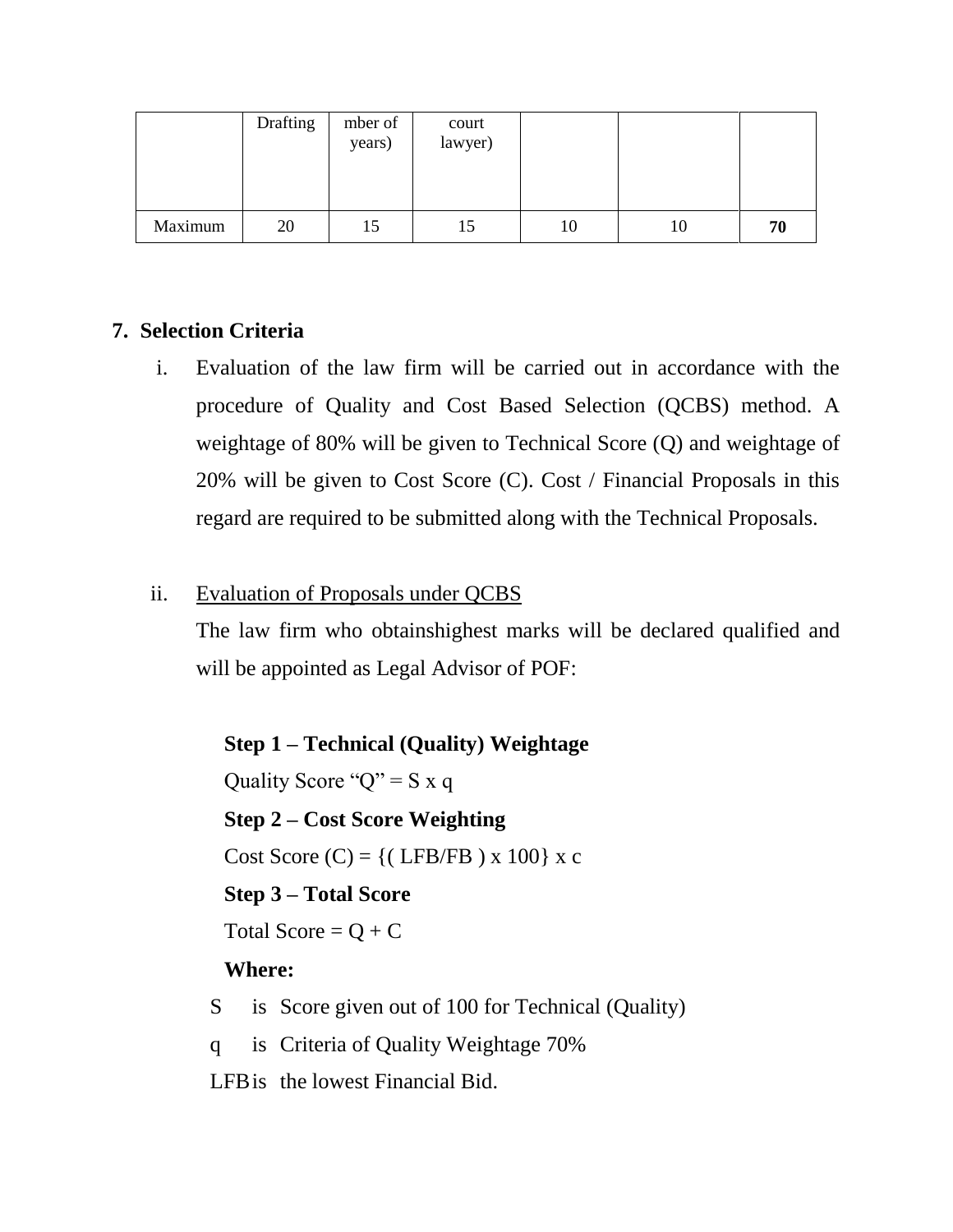| | Drafting | mber of years) | court lawyer) | | | |
|---|---|---|---|---|---|---|
| Maximum | 20 | 15 | 15 | 10 | 10 | **70** |

**7. Selection Criteria**

i. Evaluation of the law firm will be carried out in accordance with the procedure of Quality and Cost Based Selection (QCBS) method. A weightage of 80% will be given to Technical Score (Q) and weightage of 20% will be given to Cost Score (C). Cost / Financial Proposals in this regard are required to be submitted along with the Technical Proposals.

ii. <u>Evaluation of Proposals under QCBS</u>

The law firm who obtainshighest marks will be declared qualified and will be appointed as Legal Advisor of POF:

**Step 1 – Technical (Quality) Weightage**

Quality Score "Q" = S x q

**Step 2 – Cost Score Weighting**

Cost Score (C) = {( LFB/FB ) x 100} x c

**Step 3 – Total Score**

Total Score = Q + C

**Where:**

S is Score given out of 100 for Technical (Quality)

q is Criteria of Quality Weightage 70%

LFB is the lowest Financial Bid.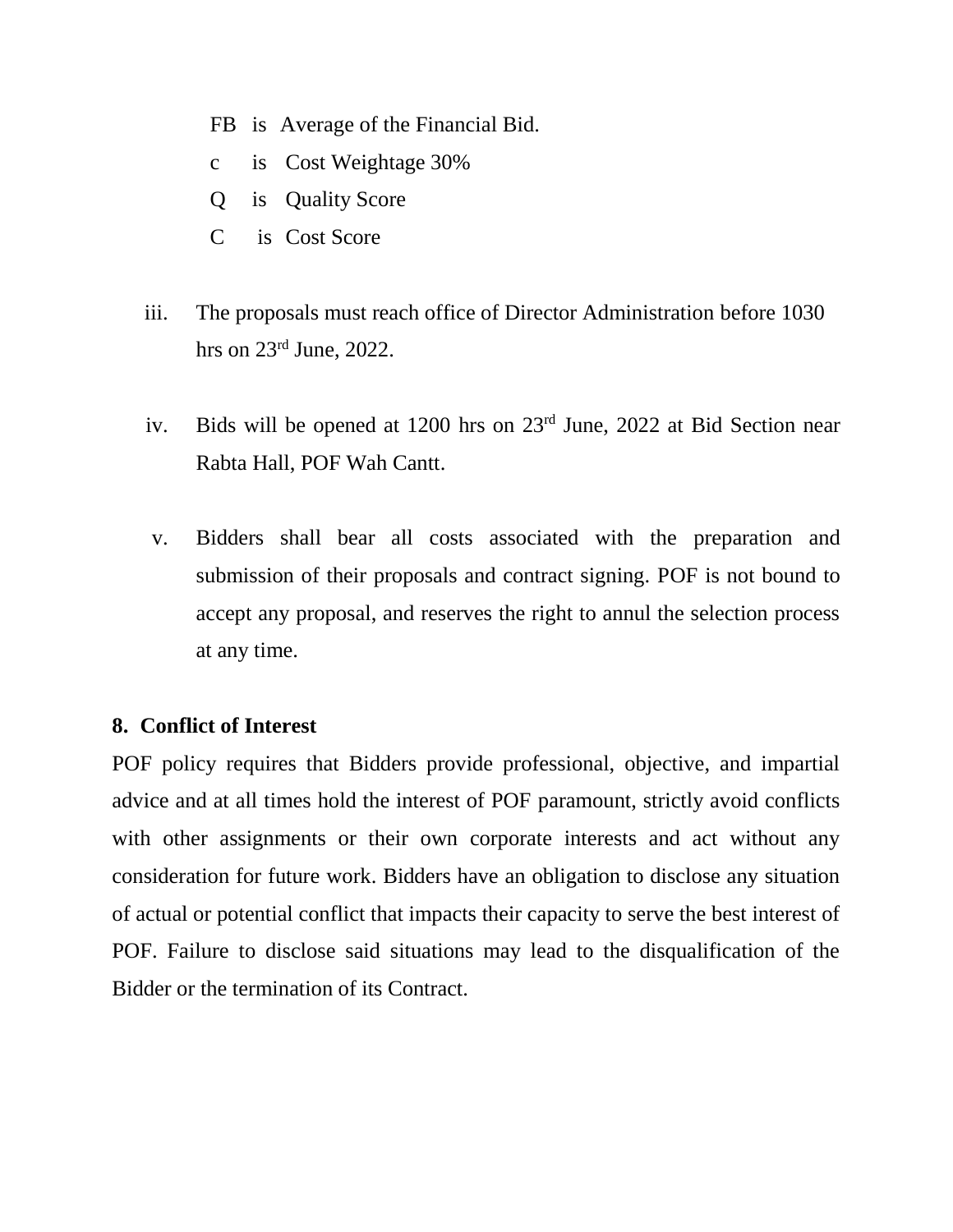FB is Average of the Financial Bid.

c is Cost Weightage 30%

Q is Quality Score

C is Cost Score

iii. The proposals must reach office of Director Administration before 1030 hrs on 23rd June, 2022.

iv. Bids will be opened at 1200 hrs on 23rd June, 2022 at Bid Section near Rabta Hall, POF Wah Cantt.

v. Bidders shall bear all costs associated with the preparation and submission of their proposals and contract signing. POF is not bound to accept any proposal, and reserves the right to annul the selection process at any time.

**8. Conflict of Interest**

POF policy requires that Bidders provide professional, objective, and impartial advice and at all times hold the interest of POF paramount, strictly avoid conflicts with other assignments or their own corporate interests and act without any consideration for future work. Bidders have an obligation to disclose any situation of actual or potential conflict that impacts their capacity to serve the best interest of POF. Failure to disclose said situations may lead to the disqualification of the Bidder or the termination of its Contract.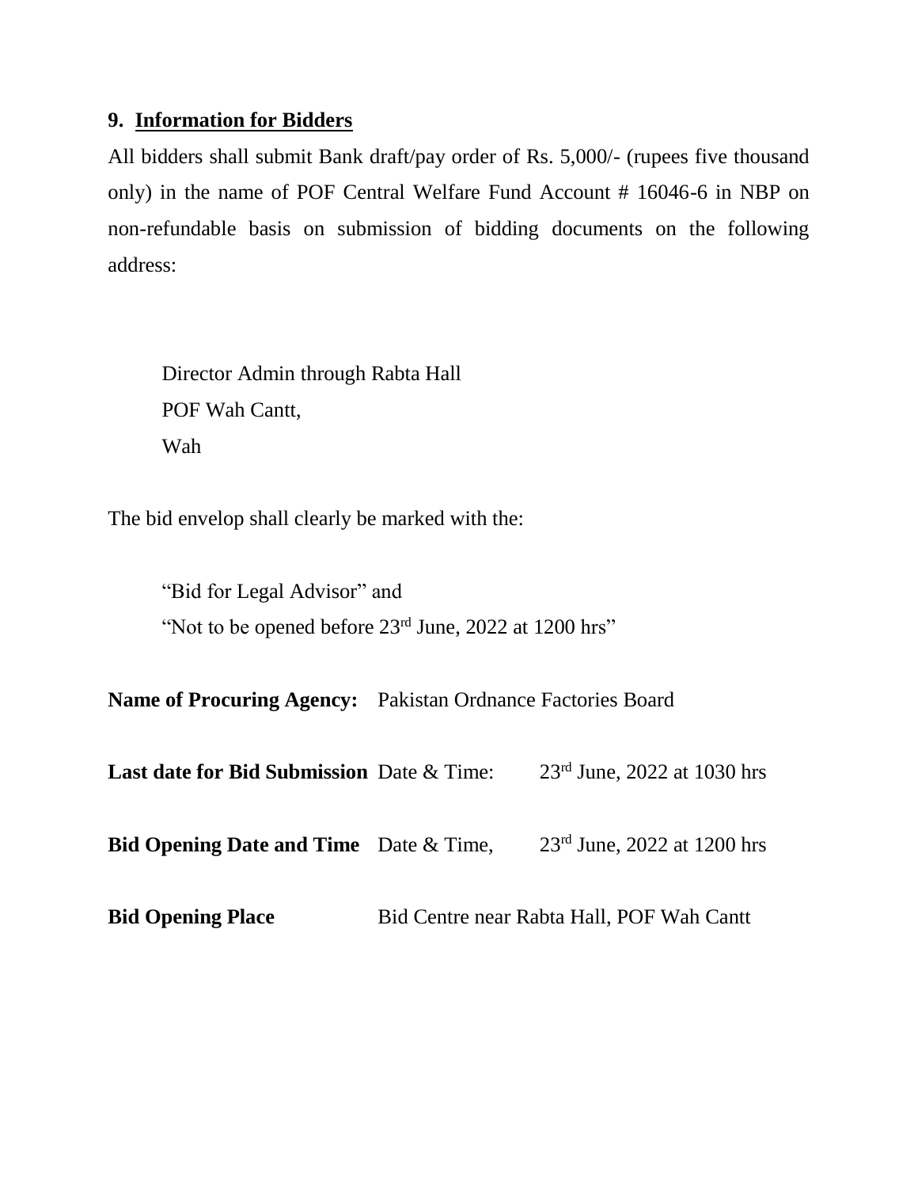## 9. **Information for Bidders**

All bidders shall submit Bank draft/pay order of Rs. 5,000/- (rupees five thousand only) in the name of POF Central Welfare Fund Account # 16046-6 in NBP on non-refundable basis on submission of bidding documents on the following address:

Director Admin through Rabta Hall
POF Wah Cantt,
Wah

The bid envelop shall clearly be marked with the:

"Bid for Legal Advisor" and
"Not to be opened before 23rd June, 2022 at 1200 hrs"

| | | |
|---|---|---|
| **Name of Procuring Agency:** | Pakistan Ordnance Factories Board | |
| **Last date for Bid Submission** | Date & Time: | 23rd June, 2022 at 1030 hrs |
| **Bid Opening Date and Time** | Date & Time, | 23rd June, 2022 at 1200 hrs |
| **Bid Opening Place** | Bid Centre near Rabta Hall, POF Wah Cantt | |